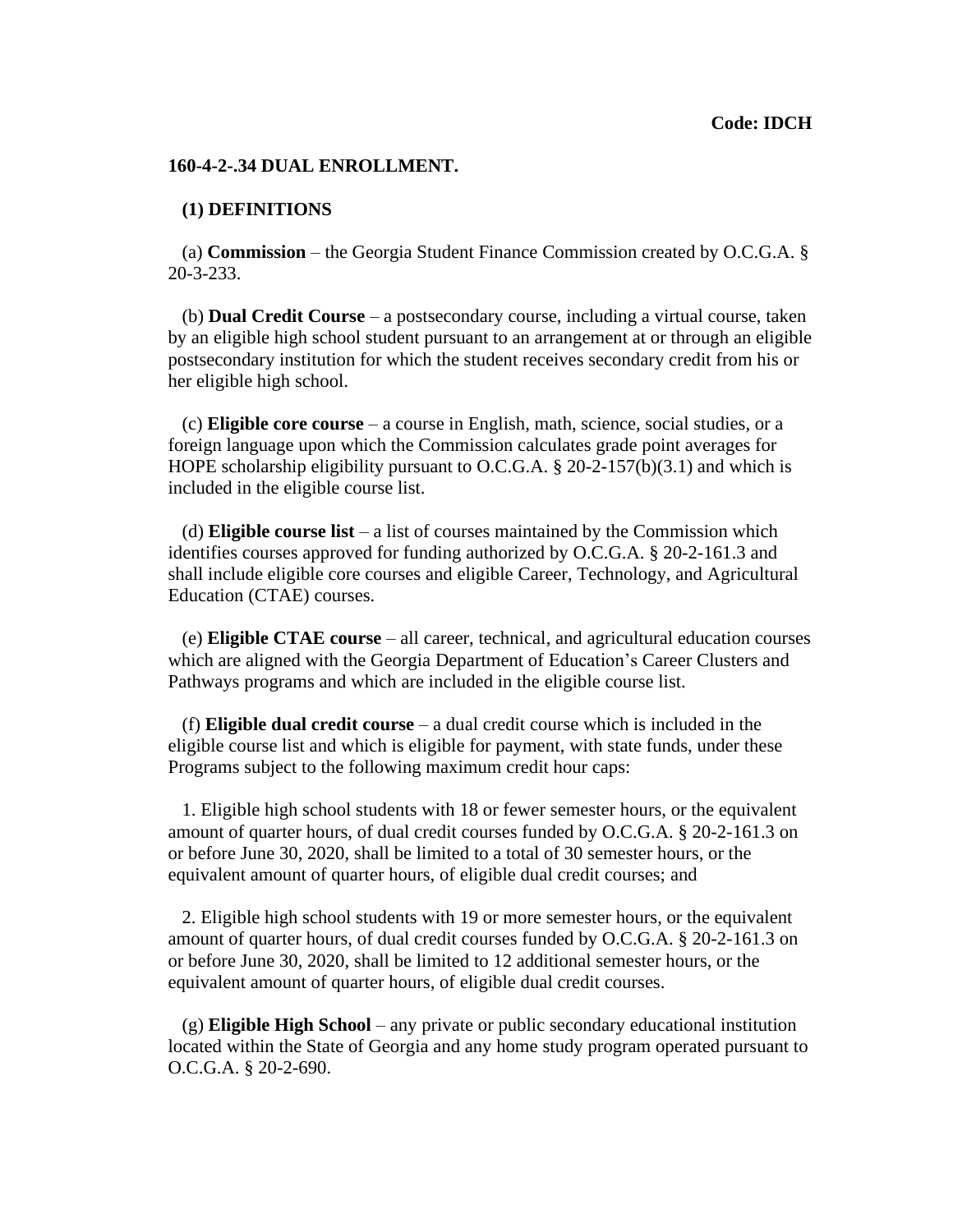**Code: IDCH**

# 160-4-2-.34 DUAL ENROLLMENT.

## (1) DEFINITIONS

(a) **Commission** – the Georgia Student Finance Commission created by O.C.G.A. § 20-3-233.

(b) **Dual Credit Course** – a postsecondary course, including a virtual course, taken by an eligible high school student pursuant to an arrangement at or through an eligible postsecondary institution for which the student receives secondary credit from his or her eligible high school.

(c) **Eligible core course** – a course in English, math, science, social studies, or a foreign language upon which the Commission calculates grade point averages for HOPE scholarship eligibility pursuant to O.C.G.A. § 20-2-157(b)(3.1) and which is included in the eligible course list.

(d) **Eligible course list** – a list of courses maintained by the Commission which identifies courses approved for funding authorized by O.C.G.A. § 20-2-161.3 and shall include eligible core courses and eligible Career, Technology, and Agricultural Education (CTAE) courses.

(e) **Eligible CTAE course** – all career, technical, and agricultural education courses which are aligned with the Georgia Department of Education's Career Clusters and Pathways programs and which are included in the eligible course list.

(f) **Eligible dual credit course** – a dual credit course which is included in the eligible course list and which is eligible for payment, with state funds, under these Programs subject to the following maximum credit hour caps:

1. Eligible high school students with 18 or fewer semester hours, or the equivalent amount of quarter hours, of dual credit courses funded by O.C.G.A. § 20-2-161.3 on or before June 30, 2020, shall be limited to a total of 30 semester hours, or the equivalent amount of quarter hours, of eligible dual credit courses; and

2. Eligible high school students with 19 or more semester hours, or the equivalent amount of quarter hours, of dual credit courses funded by O.C.G.A. § 20-2-161.3 on or before June 30, 2020, shall be limited to 12 additional semester hours, or the equivalent amount of quarter hours, of eligible dual credit courses.

(g) **Eligible High School** – any private or public secondary educational institution located within the State of Georgia and any home study program operated pursuant to O.C.G.A. § 20-2-690.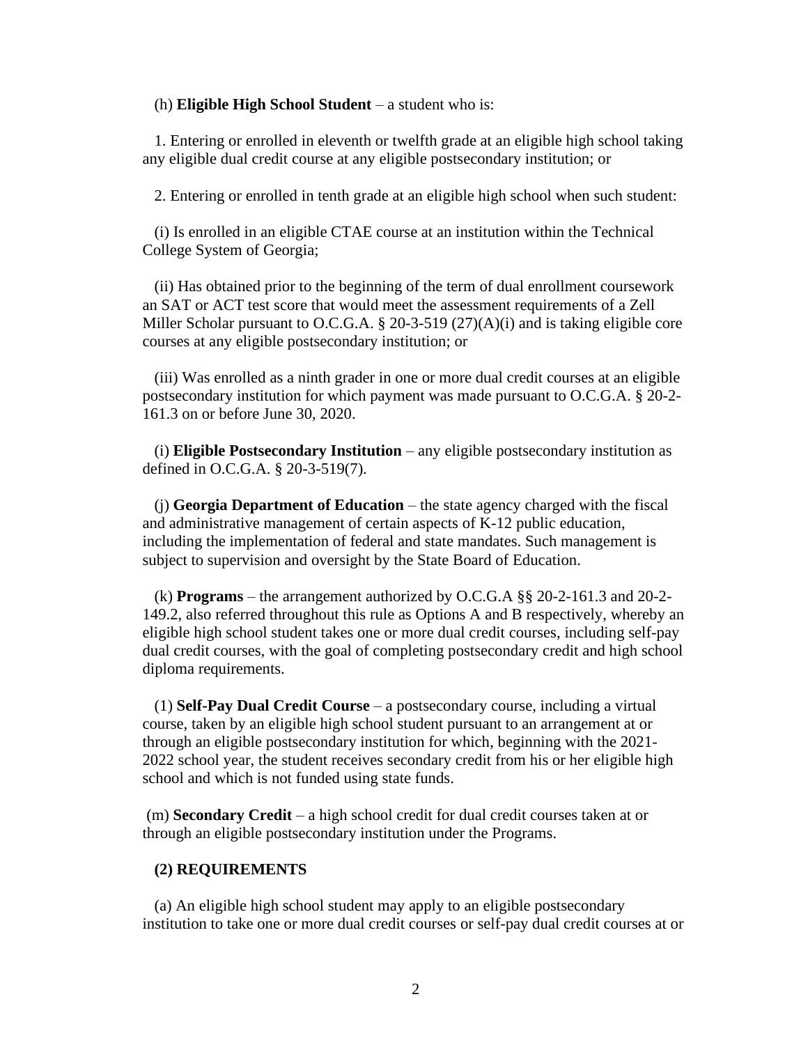(h) **Eligible High School Student** – a student who is:

1. Entering or enrolled in eleventh or twelfth grade at an eligible high school taking any eligible dual credit course at any eligible postsecondary institution; or

2. Entering or enrolled in tenth grade at an eligible high school when such student:

(i) Is enrolled in an eligible CTAE course at an institution within the Technical College System of Georgia;

(ii) Has obtained prior to the beginning of the term of dual enrollment coursework an SAT or ACT test score that would meet the assessment requirements of a Zell Miller Scholar pursuant to O.C.G.A. § 20-3-519 (27)(A)(i) and is taking eligible core courses at any eligible postsecondary institution; or

(iii) Was enrolled as a ninth grader in one or more dual credit courses at an eligible postsecondary institution for which payment was made pursuant to O.C.G.A. § 20-2-161.3 on or before June 30, 2020.

(i) **Eligible Postsecondary Institution** – any eligible postsecondary institution as defined in O.C.G.A. § 20-3-519(7).

(j) **Georgia Department of Education** – the state agency charged with the fiscal and administrative management of certain aspects of K-12 public education, including the implementation of federal and state mandates. Such management is subject to supervision and oversight by the State Board of Education.

(k) **Programs** – the arrangement authorized by O.C.G.A §§ 20-2-161.3 and 20-2-149.2, also referred throughout this rule as Options A and B respectively, whereby an eligible high school student takes one or more dual credit courses, including self-pay dual credit courses, with the goal of completing postsecondary credit and high school diploma requirements.

(1) **Self-Pay Dual Credit Course** – a postsecondary course, including a virtual course, taken by an eligible high school student pursuant to an arrangement at or through an eligible postsecondary institution for which, beginning with the 2021-2022 school year, the student receives secondary credit from his or her eligible high school and which is not funded using state funds.

(m) **Secondary Credit** – a high school credit for dual credit courses taken at or through an eligible postsecondary institution under the Programs.

**(2) REQUIREMENTS**

(a) An eligible high school student may apply to an eligible postsecondary institution to take one or more dual credit courses or self-pay dual credit courses at or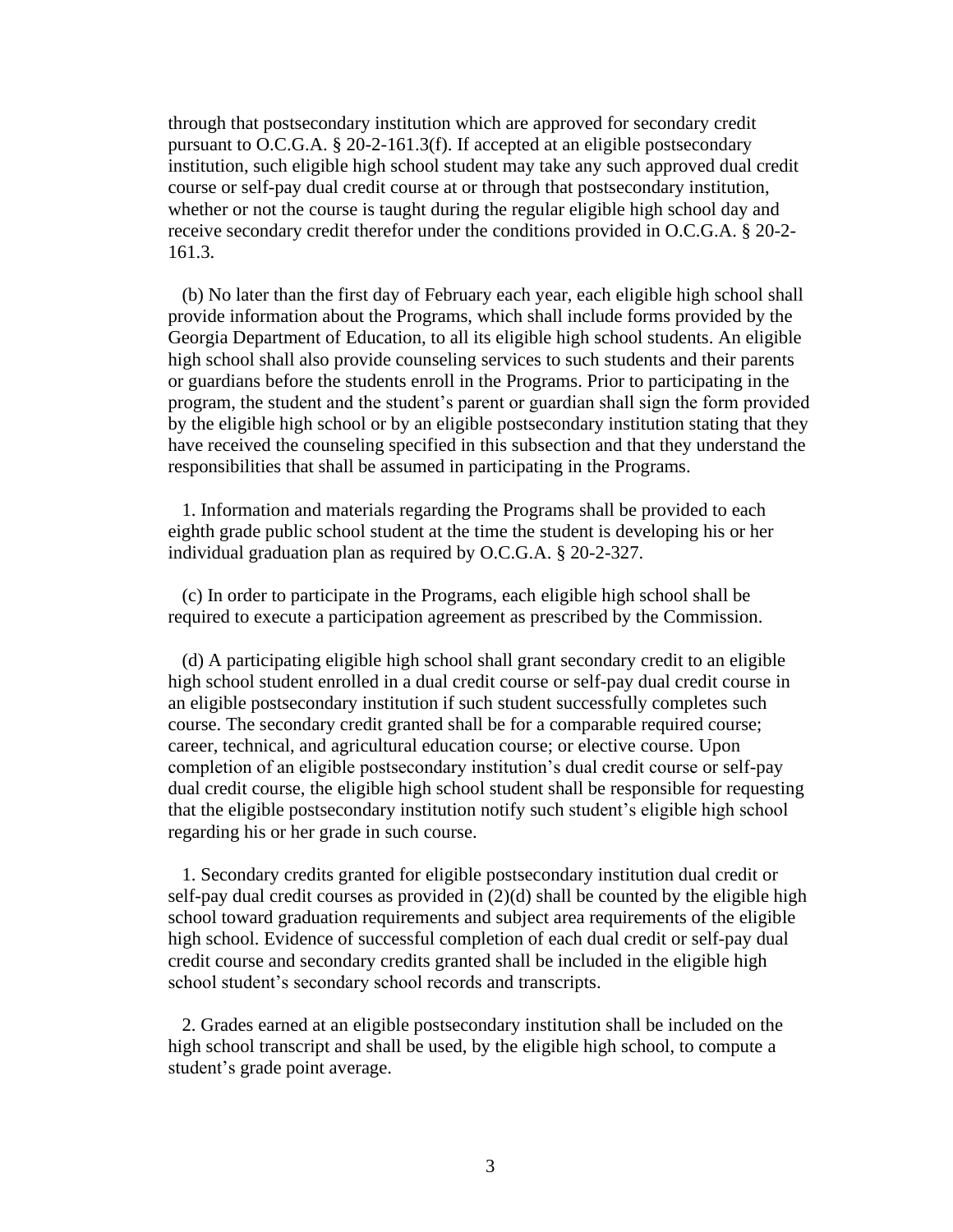through that postsecondary institution which are approved for secondary credit pursuant to O.C.G.A. § 20-2-161.3(f). If accepted at an eligible postsecondary institution, such eligible high school student may take any such approved dual credit course or self-pay dual credit course at or through that postsecondary institution, whether or not the course is taught during the regular eligible high school day and receive secondary credit therefor under the conditions provided in O.C.G.A. § 20-2-161.3.

(b) No later than the first day of February each year, each eligible high school shall provide information about the Programs, which shall include forms provided by the Georgia Department of Education, to all its eligible high school students. An eligible high school shall also provide counseling services to such students and their parents or guardians before the students enroll in the Programs. Prior to participating in the program, the student and the student's parent or guardian shall sign the form provided by the eligible high school or by an eligible postsecondary institution stating that they have received the counseling specified in this subsection and that they understand the responsibilities that shall be assumed in participating in the Programs.

1. Information and materials regarding the Programs shall be provided to each eighth grade public school student at the time the student is developing his or her individual graduation plan as required by O.C.G.A. § 20-2-327.

(c) In order to participate in the Programs, each eligible high school shall be required to execute a participation agreement as prescribed by the Commission.

(d) A participating eligible high school shall grant secondary credit to an eligible high school student enrolled in a dual credit course or self-pay dual credit course in an eligible postsecondary institution if such student successfully completes such course. The secondary credit granted shall be for a comparable required course; career, technical, and agricultural education course; or elective course. Upon completion of an eligible postsecondary institution's dual credit course or self-pay dual credit course, the eligible high school student shall be responsible for requesting that the eligible postsecondary institution notify such student's eligible high school regarding his or her grade in such course.

1. Secondary credits granted for eligible postsecondary institution dual credit or self-pay dual credit courses as provided in (2)(d) shall be counted by the eligible high school toward graduation requirements and subject area requirements of the eligible high school. Evidence of successful completion of each dual credit or self-pay dual credit course and secondary credits granted shall be included in the eligible high school student's secondary school records and transcripts.

2. Grades earned at an eligible postsecondary institution shall be included on the high school transcript and shall be used, by the eligible high school, to compute a student's grade point average.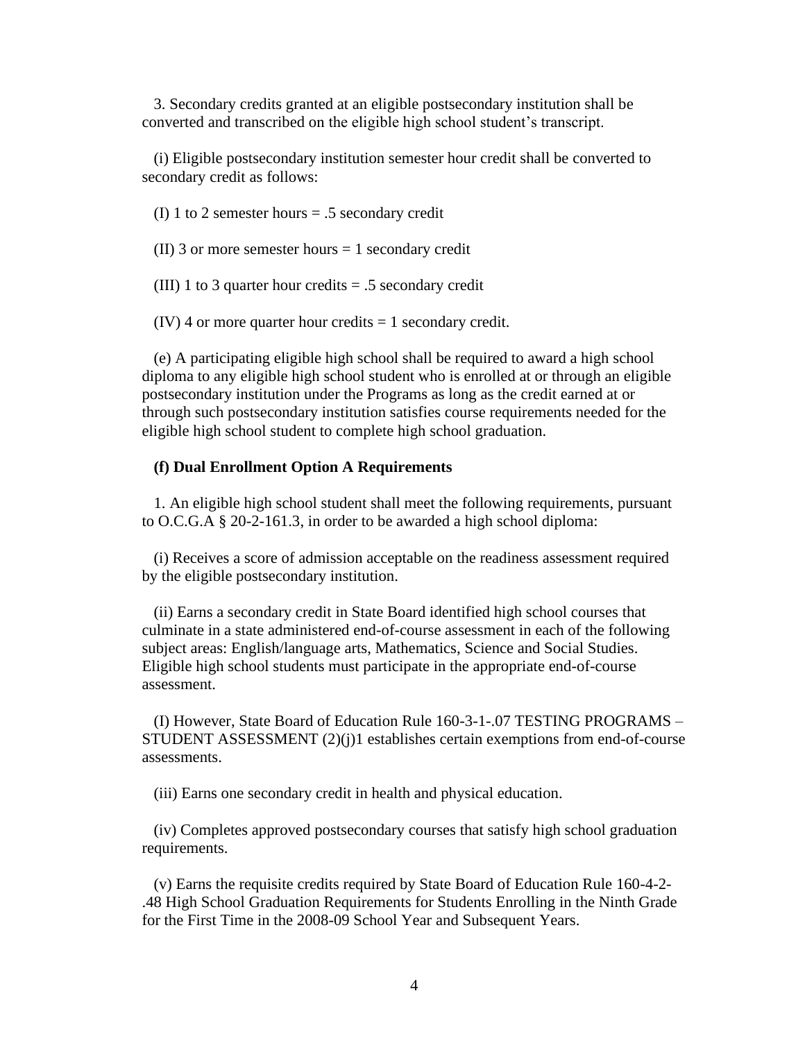3. Secondary credits granted at an eligible postsecondary institution shall be converted and transcribed on the eligible high school student's transcript.

(i) Eligible postsecondary institution semester hour credit shall be converted to secondary credit as follows:

(I) 1 to 2 semester hours = .5 secondary credit

(II) 3 or more semester hours = 1 secondary credit

(III) 1 to 3 quarter hour credits = .5 secondary credit

(IV) 4 or more quarter hour credits = 1 secondary credit.

(e) A participating eligible high school shall be required to award a high school diploma to any eligible high school student who is enrolled at or through an eligible postsecondary institution under the Programs as long as the credit earned at or through such postsecondary institution satisfies course requirements needed for the eligible high school student to complete high school graduation.

**(f) Dual Enrollment Option A Requirements**

1. An eligible high school student shall meet the following requirements, pursuant to O.C.G.A § 20-2-161.3, in order to be awarded a high school diploma:

(i) Receives a score of admission acceptable on the readiness assessment required by the eligible postsecondary institution.

(ii) Earns a secondary credit in State Board identified high school courses that culminate in a state administered end-of-course assessment in each of the following subject areas: English/language arts, Mathematics, Science and Social Studies. Eligible high school students must participate in the appropriate end-of-course assessment.

(I) However, State Board of Education Rule 160-3-1-.07 TESTING PROGRAMS – STUDENT ASSESSMENT (2)(j)1 establishes certain exemptions from end-of-course assessments.

(iii) Earns one secondary credit in health and physical education.

(iv) Completes approved postsecondary courses that satisfy high school graduation requirements.

(v) Earns the requisite credits required by State Board of Education Rule 160-4-2-.48 High School Graduation Requirements for Students Enrolling in the Ninth Grade for the First Time in the 2008-09 School Year and Subsequent Years.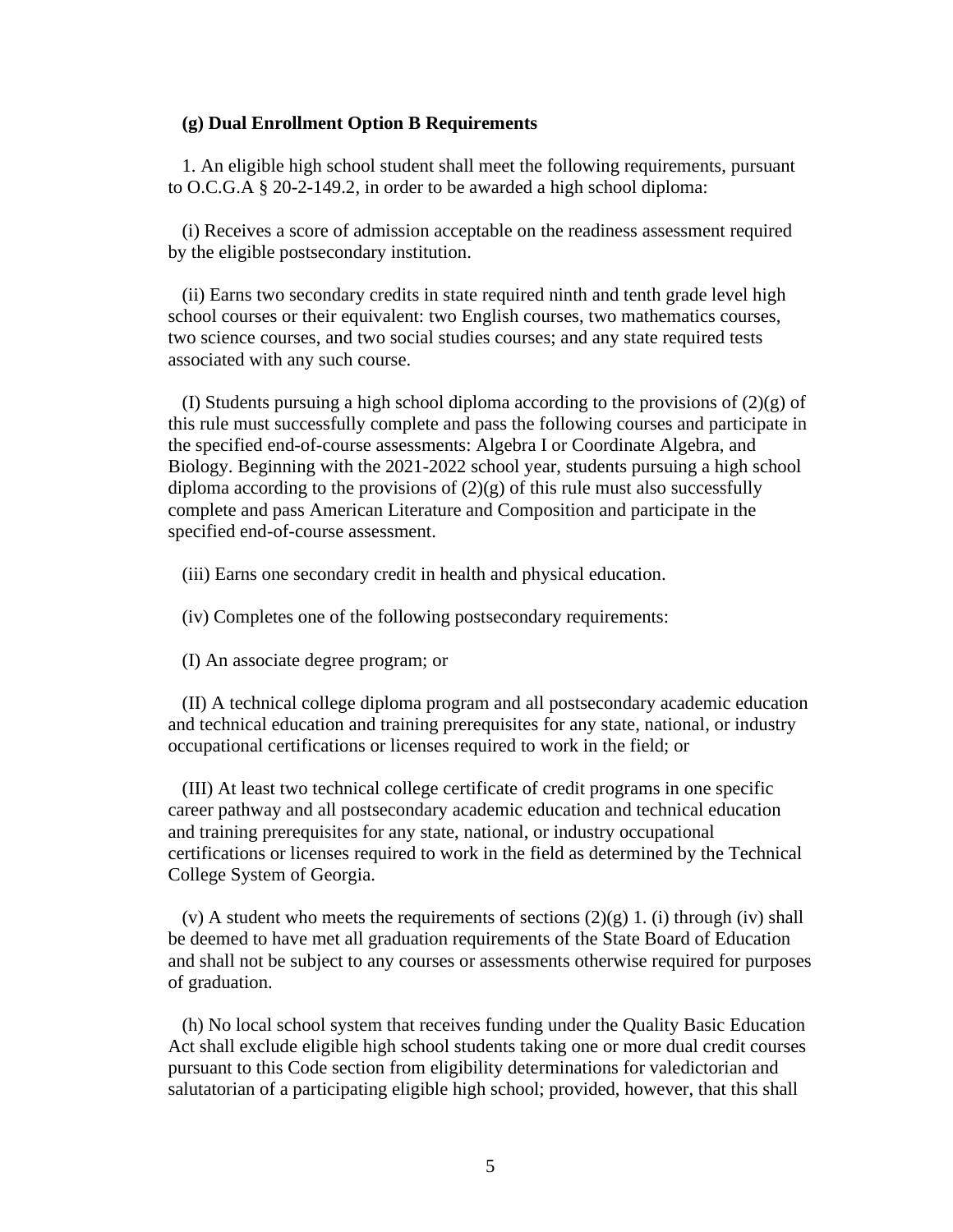**(g) Dual Enrollment Option B Requirements**

1. An eligible high school student shall meet the following requirements, pursuant to O.C.G.A § 20-2-149.2, in order to be awarded a high school diploma:

(i) Receives a score of admission acceptable on the readiness assessment required by the eligible postsecondary institution.

(ii) Earns two secondary credits in state required ninth and tenth grade level high school courses or their equivalent: two English courses, two mathematics courses, two science courses, and two social studies courses; and any state required tests associated with any such course.

(I) Students pursuing a high school diploma according to the provisions of (2)(g) of this rule must successfully complete and pass the following courses and participate in the specified end-of-course assessments: Algebra I or Coordinate Algebra, and Biology. Beginning with the 2021-2022 school year, students pursuing a high school diploma according to the provisions of (2)(g) of this rule must also successfully complete and pass American Literature and Composition and participate in the specified end-of-course assessment.

(iii) Earns one secondary credit in health and physical education.

(iv) Completes one of the following postsecondary requirements:

(I) An associate degree program; or

(II) A technical college diploma program and all postsecondary academic education and technical education and training prerequisites for any state, national, or industry occupational certifications or licenses required to work in the field; or

(III) At least two technical college certificate of credit programs in one specific career pathway and all postsecondary academic education and technical education and training prerequisites for any state, national, or industry occupational certifications or licenses required to work in the field as determined by the Technical College System of Georgia.

(v) A student who meets the requirements of sections (2)(g) 1. (i) through (iv) shall be deemed to have met all graduation requirements of the State Board of Education and shall not be subject to any courses or assessments otherwise required for purposes of graduation.

(h) No local school system that receives funding under the Quality Basic Education Act shall exclude eligible high school students taking one or more dual credit courses pursuant to this Code section from eligibility determinations for valedictorian and salutatorian of a participating eligible high school; provided, however, that this shall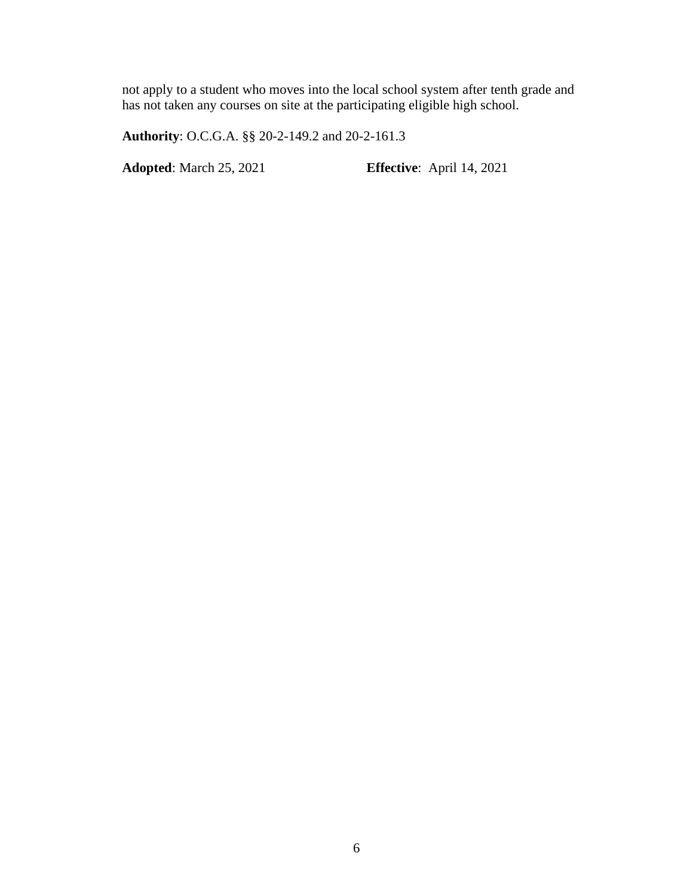not apply to a student who moves into the local school system after tenth grade and has not taken any courses on site at the participating eligible high school.

**Authority**: O.C.G.A. §§ 20-2-149.2 and 20-2-161.3

**Adopted**: March 25, 2021 **Effective**: April 14, 2021